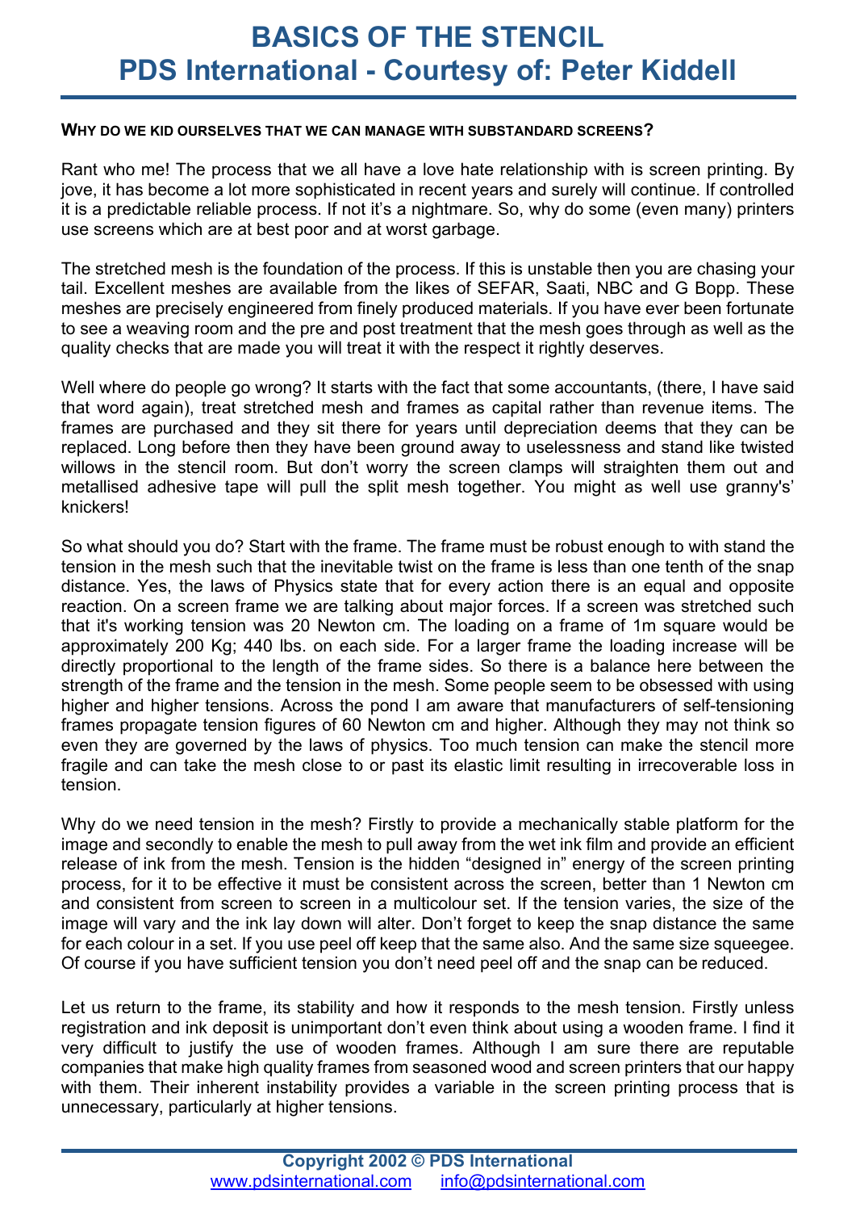# BASICS OF THE STENCIL
# PDS International - Courtesy of: Peter Kiddell

**WHY DO WE KID OURSELVES THAT WE CAN MANAGE WITH SUBSTANDARD SCREENS?**

Rant who me! The process that we all have a love hate relationship with is screen printing. By jove, it has become a lot more sophisticated in recent years and surely will continue. If controlled it is a predictable reliable process. If not it's a nightmare. So, why do some (even many) printers use screens which are at best poor and at worst garbage.

The stretched mesh is the foundation of the process. If this is unstable then you are chasing your tail. Excellent meshes are available from the likes of SEFAR, Saati, NBC and G Bopp. These meshes are precisely engineered from finely produced materials. If you have ever been fortunate to see a weaving room and the pre and post treatment that the mesh goes through as well as the quality checks that are made you will treat it with the respect it rightly deserves.

Well where do people go wrong? It starts with the fact that some accountants, (there, I have said that word again), treat stretched mesh and frames as capital rather than revenue items. The frames are purchased and they sit there for years until depreciation deems that they can be replaced. Long before then they have been ground away to uselessness and stand like twisted willows in the stencil room. But don't worry the screen clamps will straighten them out and metallised adhesive tape will pull the split mesh together. You might as well use granny's' knickers!

So what should you do? Start with the frame. The frame must be robust enough to with stand the tension in the mesh such that the inevitable twist on the frame is less than one tenth of the snap distance. Yes, the laws of Physics state that for every action there is an equal and opposite reaction. On a screen frame we are talking about major forces. If a screen was stretched such that it's working tension was 20 Newton cm. The loading on a frame of 1m square would be approximately 200 Kg; 440 lbs. on each side. For a larger frame the loading increase will be directly proportional to the length of the frame sides. So there is a balance here between the strength of the frame and the tension in the mesh. Some people seem to be obsessed with using higher and higher tensions. Across the pond I am aware that manufacturers of self-tensioning frames propagate tension figures of 60 Newton cm and higher. Although they may not think so even they are governed by the laws of physics. Too much tension can make the stencil more fragile and can take the mesh close to or past its elastic limit resulting in irrecoverable loss in tension.

Why do we need tension in the mesh? Firstly to provide a mechanically stable platform for the image and secondly to enable the mesh to pull away from the wet ink film and provide an efficient release of ink from the mesh. Tension is the hidden "designed in" energy of the screen printing process, for it to be effective it must be consistent across the screen, better than 1 Newton cm and consistent from screen to screen in a multicolour set. If the tension varies, the size of the image will vary and the ink lay down will alter. Don't forget to keep the snap distance the same for each colour in a set. If you use peel off keep that the same also. And the same size squeegee. Of course if you have sufficient tension you don't need peel off and the snap can be reduced.

Let us return to the frame, its stability and how it responds to the mesh tension. Firstly unless registration and ink deposit is unimportant don't even think about using a wooden frame. I find it very difficult to justify the use of wooden frames. Although I am sure there are reputable companies that make high quality frames from seasoned wood and screen printers that our happy with them. Their inherent instability provides a variable in the screen printing process that is unnecessary, particularly at higher tensions.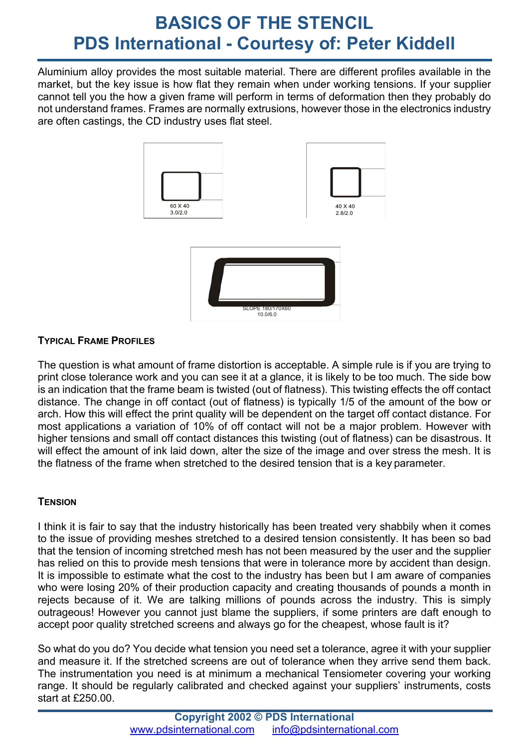# BASICS OF THE STENCIL
# PDS International - Courtesy of: Peter Kiddell

Aluminium alloy provides the most suitable material. There are different profiles available in the market, but the key issue is how flat they remain when under working tensions. If your supplier cannot tell you the how a given frame will perform in terms of deformation then they probably do not understand frames. Frames are normally extrusions, however those in the electronics industry are often castings, the CD industry uses flat steel.

60 X 40
3.0/2.0

40 X 40
2.8/2.0

SLOPE 180/170X60
10.0/6.0

**TYPICAL FRAME PROFILES**

The question is what amount of frame distortion is acceptable. A simple rule is if you are trying to print close tolerance work and you can see it at a glance, it is likely to be too much. The side bow is an indication that the frame beam is twisted (out of flatness). This twisting effects the off contact distance. The change in off contact (out of flatness) is typically 1/5 of the amount of the bow or arch. How this will effect the print quality will be dependent on the target off contact distance. For most applications a variation of 10% of off contact will not be a major problem. However with higher tensions and small off contact distances this twisting (out of flatness) can be disastrous. It will effect the amount of ink laid down, alter the size of the image and over stress the mesh. It is the flatness of the frame when stretched to the desired tension that is a key parameter.

**TENSION**

I think it is fair to say that the industry historically has been treated very shabbily when it comes to the issue of providing meshes stretched to a desired tension consistently. It has been so bad that the tension of incoming stretched mesh has not been measured by the user and the supplier has relied on this to provide mesh tensions that were in tolerance more by accident than design. It is impossible to estimate what the cost to the industry has been but I am aware of companies who were losing 20% of their production capacity and creating thousands of pounds a month in rejects because of it. We are talking millions of pounds across the industry. This is simply outrageous! However you cannot just blame the suppliers, if some printers are daft enough to accept poor quality stretched screens and always go for the cheapest, whose fault is it?

So what do you do? You decide what tension you need set a tolerance, agree it with your supplier and measure it. If the stretched screens are out of tolerance when they arrive send them back. The instrumentation you need is at minimum a mechanical Tensiometer covering your working range. It should be regularly calibrated and checked against your suppliers' instruments, costs start at £250.00.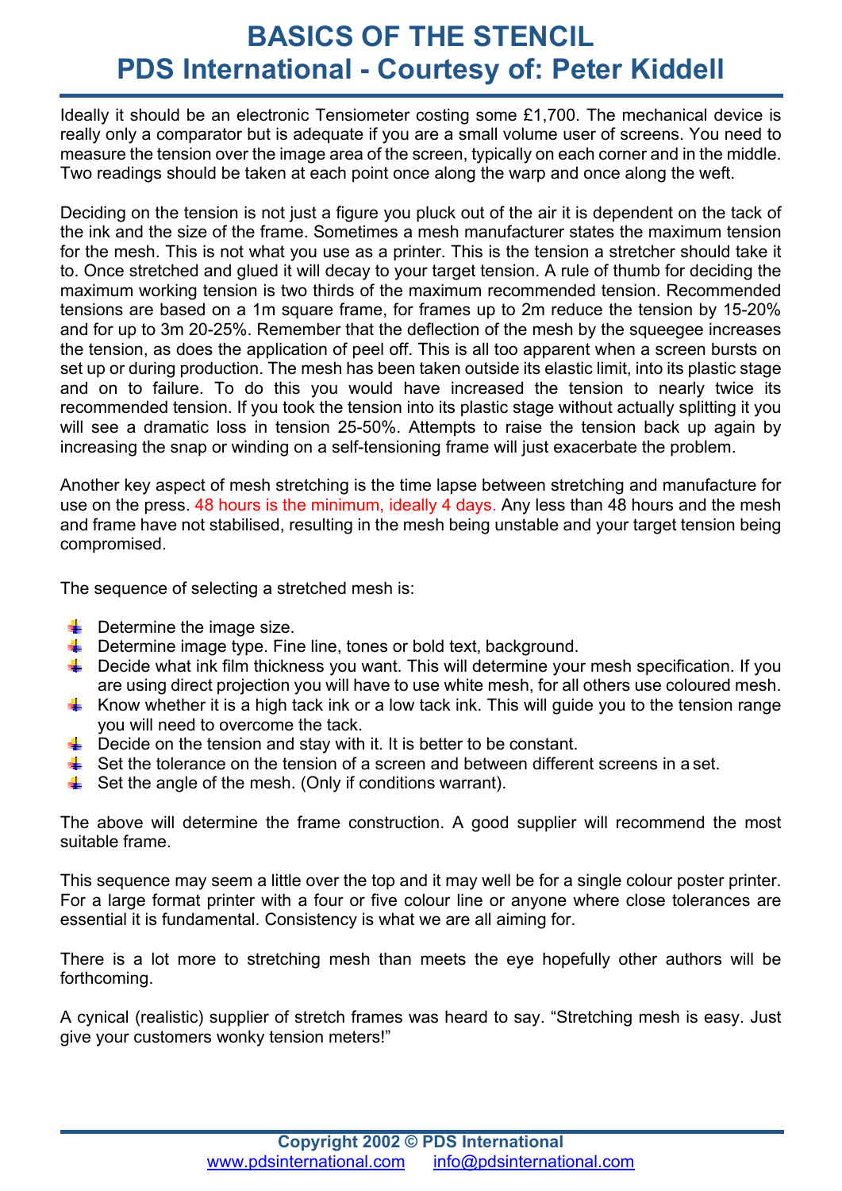# BASICS OF THE STENCIL
# PDS International - Courtesy of: Peter Kiddell

Ideally it should be an electronic Tensiometer costing some £1,700. The mechanical device is really only a comparator but is adequate if you are a small volume user of screens. You need to measure the tension over the image area of the screen, typically on each corner and in the middle. Two readings should be taken at each point once along the warp and once along the weft.

Deciding on the tension is not just a figure you pluck out of the air it is dependent on the tack of the ink and the size of the frame. Sometimes a mesh manufacturer states the maximum tension for the mesh. This is not what you use as a printer. This is the tension a stretcher should take it to. Once stretched and glued it will decay to your target tension. A rule of thumb for deciding the maximum working tension is two thirds of the maximum recommended tension. Recommended tensions are based on a 1m square frame, for frames up to 2m reduce the tension by 15-20% and for up to 3m 20-25%. Remember that the deflection of the mesh by the squeegee increases the tension, as does the application of peel off. This is all too apparent when a screen bursts on set up or during production. The mesh has been taken outside its elastic limit, into its plastic stage and on to failure. To do this you would have increased the tension to nearly twice its recommended tension. If you took the tension into its plastic stage without actually splitting it you will see a dramatic loss in tension 25-50%. Attempts to raise the tension back up again by increasing the snap or winding on a self-tensioning frame will just exacerbate the problem.

Another key aspect of mesh stretching is the time lapse between stretching and manufacture for use on the press. 48 hours is the minimum, ideally 4 days. Any less than 48 hours and the mesh and frame have not stabilised, resulting in the mesh being unstable and your target tension being compromised.

The sequence of selecting a stretched mesh is:

- Determine the image size.
- Determine image type. Fine line, tones or bold text, background.
- Decide what ink film thickness you want. This will determine your mesh specification. If you are using direct projection you will have to use white mesh, for all others use coloured mesh.
- Know whether it is a high tack ink or a low tack ink. This will guide you to the tension range you will need to overcome the tack.
- Decide on the tension and stay with it. It is better to be constant.
- Set the tolerance on the tension of a screen and between different screens in a set.
- Set the angle of the mesh. (Only if conditions warrant).

The above will determine the frame construction. A good supplier will recommend the most suitable frame.

This sequence may seem a little over the top and it may well be for a single colour poster printer. For a large format printer with a four or five colour line or anyone where close tolerances are essential it is fundamental. Consistency is what we are all aiming for.

There is a lot more to stretching mesh than meets the eye hopefully other authors will be forthcoming.

A cynical (realistic) supplier of stretch frames was heard to say. “Stretching mesh is easy. Just give your customers wonky tension meters!”

**Copyright 2002 © PDS International**
www.pdsinternational.com info@pdsinternational.com